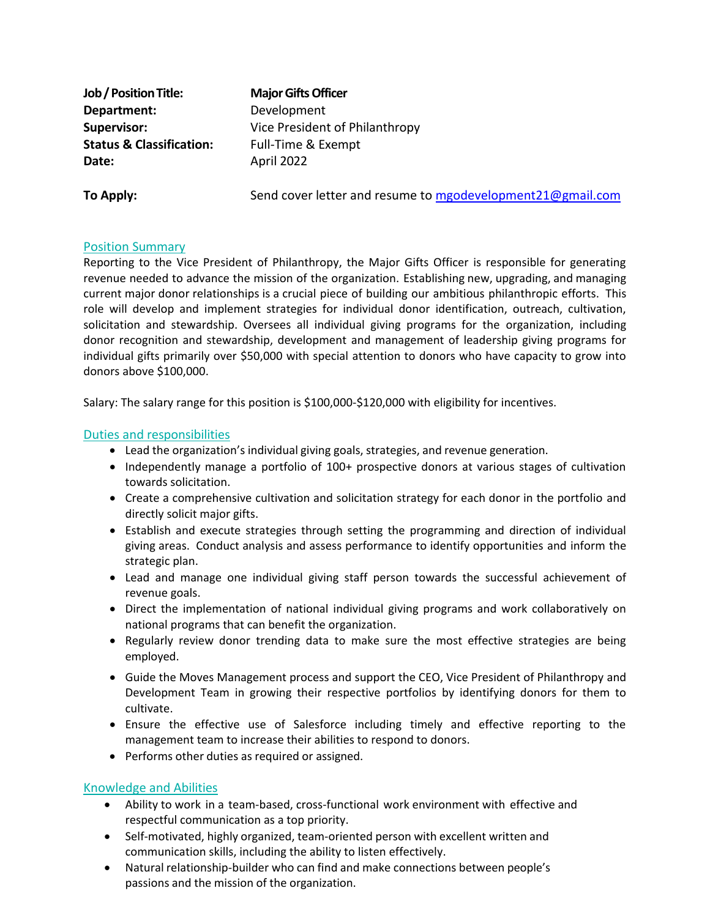| | |
|---|---|
| **Job / Position Title:** | **Major Gifts Officer** |
| **Department:** | Development |
| **Supervisor:** | Vice President of Philanthropy |
| **Status & Classification:** | Full-Time & Exempt |
| **Date:** | April 2022 |

**To Apply:** Send cover letter and resume to mgodevelopment21@gmail.com

## Position Summary

Reporting to the Vice President of Philanthropy, the Major Gifts Officer is responsible for generating revenue needed to advance the mission of the organization. Establishing new, upgrading, and managing current major donor relationships is a crucial piece of building our ambitious philanthropic efforts. This role will develop and implement strategies for individual donor identification, outreach, cultivation, solicitation and stewardship. Oversees all individual giving programs for the organization, including donor recognition and stewardship, development and management of leadership giving programs for individual gifts primarily over $50,000 with special attention to donors who have capacity to grow into donors above $100,000.

Salary: The salary range for this position is $100,000-$120,000 with eligibility for incentives.

## Duties and responsibilities

- Lead the organization's individual giving goals, strategies, and revenue generation.
- Independently manage a portfolio of 100+ prospective donors at various stages of cultivation towards solicitation.
- Create a comprehensive cultivation and solicitation strategy for each donor in the portfolio and directly solicit major gifts.
- Establish and execute strategies through setting the programming and direction of individual giving areas. Conduct analysis and assess performance to identify opportunities and inform the strategic plan.
- Lead and manage one individual giving staff person towards the successful achievement of revenue goals.
- Direct the implementation of national individual giving programs and work collaboratively on national programs that can benefit the organization.
- Regularly review donor trending data to make sure the most effective strategies are being employed.
- Guide the Moves Management process and support the CEO, Vice President of Philanthropy and Development Team in growing their respective portfolios by identifying donors for them to cultivate.
- Ensure the effective use of Salesforce including timely and effective reporting to the management team to increase their abilities to respond to donors.
- Performs other duties as required or assigned.

## Knowledge and Abilities

- Ability to work in a team-based, cross-functional work environment with effective and respectful communication as a top priority.
- Self-motivated, highly organized, team-oriented person with excellent written and communication skills, including the ability to listen effectively.
- Natural relationship-builder who can find and make connections between people's passions and the mission of the organization.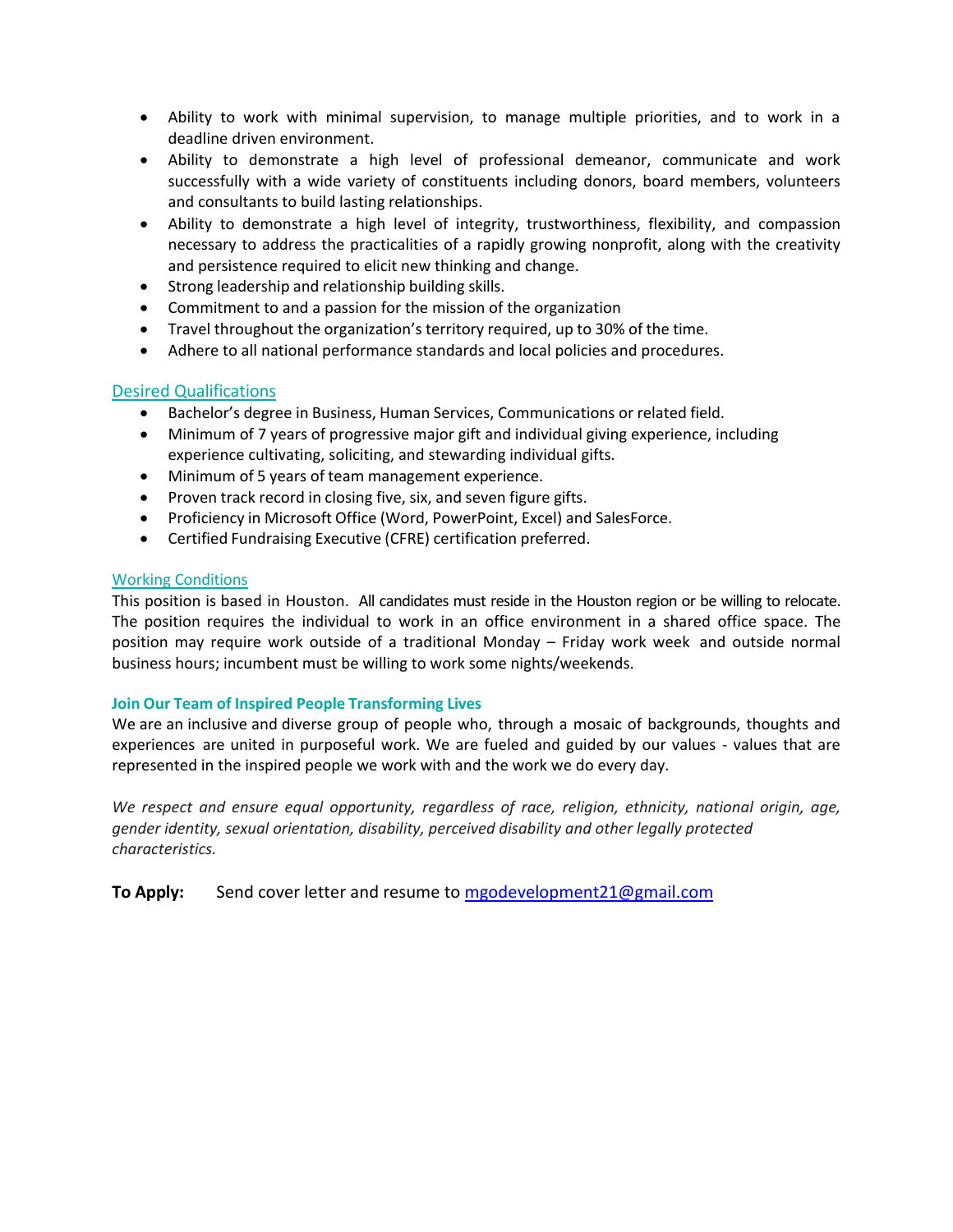- Ability to work with minimal supervision, to manage multiple priorities, and to work in a deadline driven environment.
- Ability to demonstrate a high level of professional demeanor, communicate and work successfully with a wide variety of constituents including donors, board members, volunteers and consultants to build lasting relationships.
- Ability to demonstrate a high level of integrity, trustworthiness, flexibility, and compassion necessary to address the practicalities of a rapidly growing nonprofit, along with the creativity and persistence required to elicit new thinking and change.
- Strong leadership and relationship building skills.
- Commitment to and a passion for the mission of the organization
- Travel throughout the organization's territory required, up to 30% of the time.
- Adhere to all national performance standards and local policies and procedures.

## Desired Qualifications

- Bachelor's degree in Business, Human Services, Communications or related field.
- Minimum of 7 years of progressive major gift and individual giving experience, including experience cultivating, soliciting, and stewarding individual gifts.
- Minimum of 5 years of team management experience.
- Proven track record in closing five, six, and seven figure gifts.
- Proficiency in Microsoft Office (Word, PowerPoint, Excel) and SalesForce.
- Certified Fundraising Executive (CFRE) certification preferred.

## Working Conditions

This position is based in Houston. All candidates must reside in the Houston region or be willing to relocate. The position requires the individual to work in an office environment in a shared office space. The position may require work outside of a traditional Monday – Friday work week and outside normal business hours; incumbent must be willing to work some nights/weekends.

### Join Our Team of Inspired People Transforming Lives

We are an inclusive and diverse group of people who, through a mosaic of backgrounds, thoughts and experiences are united in purposeful work. We are fueled and guided by our values - values that are represented in the inspired people we work with and the work we do every day.

*We respect and ensure equal opportunity, regardless of race, religion, ethnicity, national origin, age, gender identity, sexual orientation, disability, perceived disability and other legally protected characteristics.*

**To Apply:** Send cover letter and resume to mgodevelopment21@gmail.com